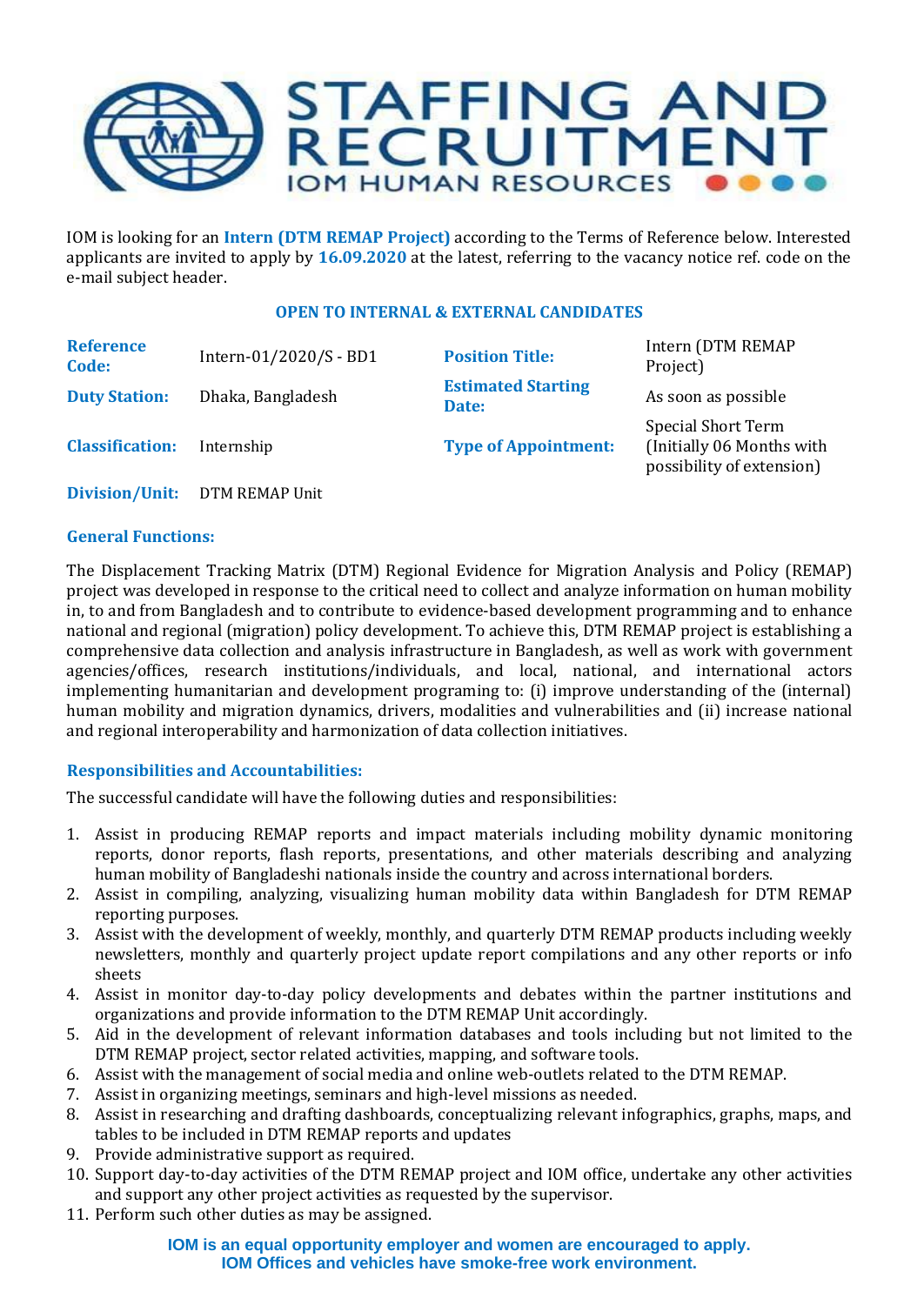# STAFFING AND RECRUITMENT
IOM HUMAN RESOURCES

IOM is looking for an **Intern (DTM REMAP Project)** according to the Terms of Reference below. Interested applicants are invited to apply by **16.09.2020** at the latest, referring to the vacancy notice ref. code on the e-mail subject header.

**OPEN TO INTERNAL & EXTERNAL CANDIDATES**

| | | | |
|---|---|---|---|
| **Reference Code:** | Intern-01/2020/S - BD1 | **Position Title:** | Intern (DTM REMAP Project) |
| **Duty Station:** | Dhaka, Bangladesh | **Estimated Starting Date:** | As soon as possible |
| **Classification:** | Internship | **Type of Appointment:** | Special Short Term (Initially 06 Months with possibility of extension) |
| **Division/Unit:** | DTM REMAP Unit | | |

## General Functions:

The Displacement Tracking Matrix (DTM) Regional Evidence for Migration Analysis and Policy (REMAP) project was developed in response to the critical need to collect and analyze information on human mobility in, to and from Bangladesh and to contribute to evidence-based development programming and to enhance national and regional (migration) policy development. To achieve this, DTM REMAP project is establishing a comprehensive data collection and analysis infrastructure in Bangladesh, as well as work with government agencies/offices, research institutions/individuals, and local, national, and international actors implementing humanitarian and development programing to: (i) improve understanding of the (internal) human mobility and migration dynamics, drivers, modalities and vulnerabilities and (ii) increase national and regional interoperability and harmonization of data collection initiatives.

## Responsibilities and Accountabilities:

The successful candidate will have the following duties and responsibilities:

1. Assist in producing REMAP reports and impact materials including mobility dynamic monitoring reports, donor reports, flash reports, presentations, and other materials describing and analyzing human mobility of Bangladeshi nationals inside the country and across international borders.
2. Assist in compiling, analyzing, visualizing human mobility data within Bangladesh for DTM REMAP reporting purposes.
3. Assist with the development of weekly, monthly, and quarterly DTM REMAP products including weekly newsletters, monthly and quarterly project update report compilations and any other reports or info sheets
4. Assist in monitor day-to-day policy developments and debates within the partner institutions and organizations and provide information to the DTM REMAP Unit accordingly.
5. Aid in the development of relevant information databases and tools including but not limited to the DTM REMAP project, sector related activities, mapping, and software tools.
6. Assist with the management of social media and online web-outlets related to the DTM REMAP.
7. Assist in organizing meetings, seminars and high-level missions as needed.
8. Assist in researching and drafting dashboards, conceptualizing relevant infographics, graphs, maps, and tables to be included in DTM REMAP reports and updates
9. Provide administrative support as required.
10. Support day-to-day activities of the DTM REMAP project and IOM office, undertake any other activities and support any other project activities as requested by the supervisor.
11. Perform such other duties as may be assigned.

**IOM is an equal opportunity employer and women are encouraged to apply.**
**IOM Offices and vehicles have smoke-free work environment.**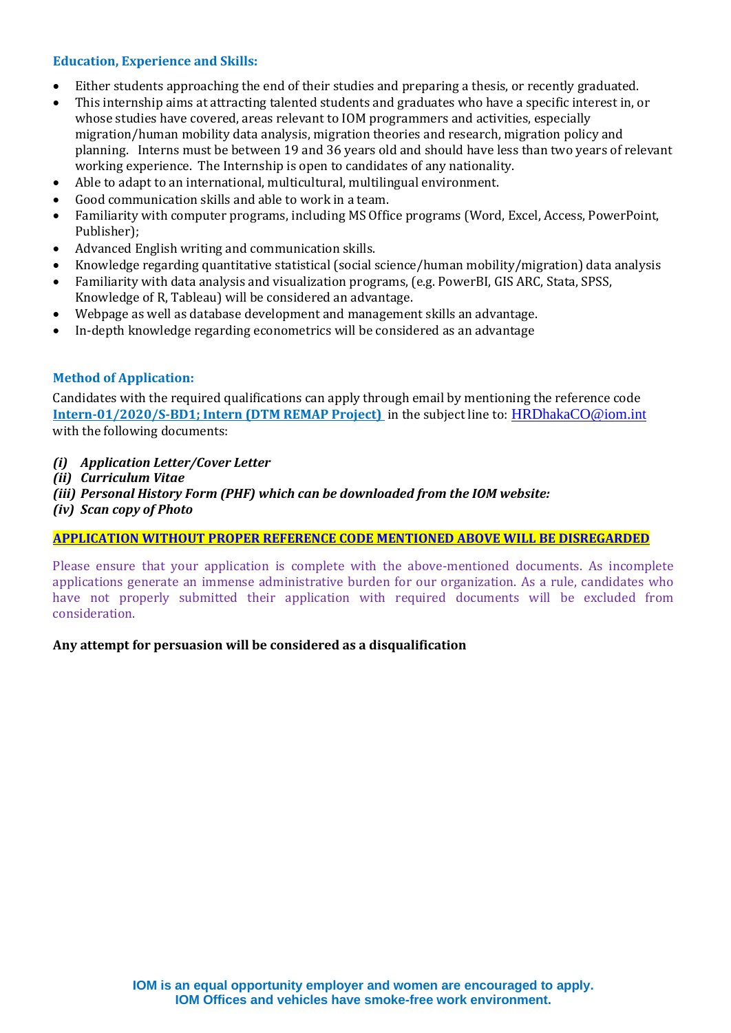### Education, Experience and Skills:

- Either students approaching the end of their studies and preparing a thesis, or recently graduated.
- This internship aims at attracting talented students and graduates who have a specific interest in, or whose studies have covered, areas relevant to IOM programmers and activities, especially migration/human mobility data analysis, migration theories and research, migration policy and planning. Interns must be between 19 and 36 years old and should have less than two years of relevant working experience. The Internship is open to candidates of any nationality.
- Able to adapt to an international, multicultural, multilingual environment.
- Good communication skills and able to work in a team.
- Familiarity with computer programs, including MS Office programs (Word, Excel, Access, PowerPoint, Publisher);
- Advanced English writing and communication skills.
- Knowledge regarding quantitative statistical (social science/human mobility/migration) data analysis
- Familiarity with data analysis and visualization programs, (e.g. PowerBI, GIS ARC, Stata, SPSS, Knowledge of R, Tableau) will be considered an advantage.
- Webpage as well as database development and management skills an advantage.
- In-depth knowledge regarding econometrics will be considered as an advantage

### Method of Application:

Candidates with the required qualifications can apply through email by mentioning the reference code **Intern-01/2020/S-BD1; Intern (DTM REMAP Project)** in the subject line to: HRDhakaCO@iom.int with the following documents:

***(i) Application Letter/Cover Letter***
***(ii) Curriculum Vitae***
***(iii) Personal History Form (PHF) which can be downloaded from the IOM website:***
***(iv) Scan copy of Photo***

**APPLICATION WITHOUT PROPER REFERENCE CODE MENTIONED ABOVE WILL BE DISREGARDED**

Please ensure that your application is complete with the above-mentioned documents. As incomplete applications generate an immense administrative burden for our organization. As a rule, candidates who have not properly submitted their application with required documents will be excluded from consideration.

**Any attempt for persuasion will be considered as a disqualification**

**IOM is an equal opportunity employer and women are encouraged to apply.**
**IOM Offices and vehicles have smoke-free work environment.**